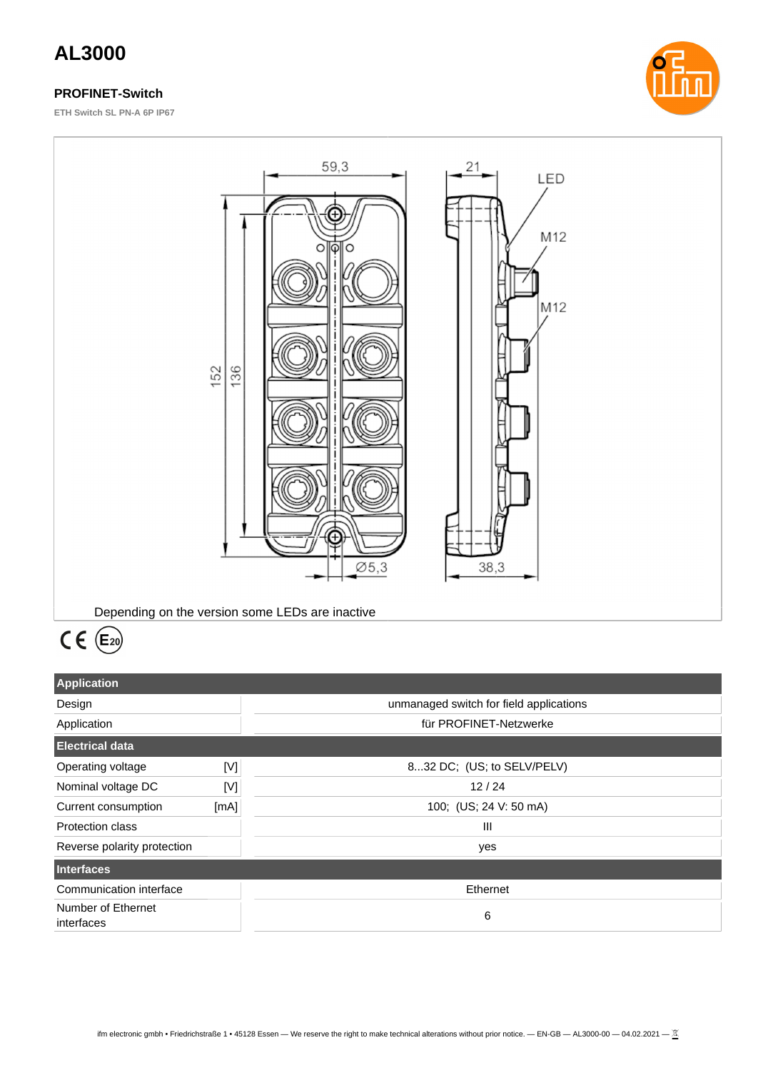# AL3000

### PROFINET-Switch

**ETH Switch SL PN-A 6P IP67**

59,3

21

LED

M12

M12

152

136

Ø5,3

38,3

Depending on the version some LEDs are inactive

CE E20

| Application | | |
|---|---|---|
| Design | | unmanaged switch for field applications |
| Application | | für PROFINET-Netzwerke |
| **Electrical data** | | |
| Operating voltage | [V] | 8...32 DC;  (US; to SELV/PELV) |
| Nominal voltage DC | [V] | 12 / 24 |
| Current consumption | [mA] | 100;  (US; 24 V: 50 mA) |
| Protection class | | III |
| Reverse polarity protection | | yes |
| **Interfaces** | | |
| Communication interface | | Ethernet |
| Number of Ethernet interfaces | | 6 |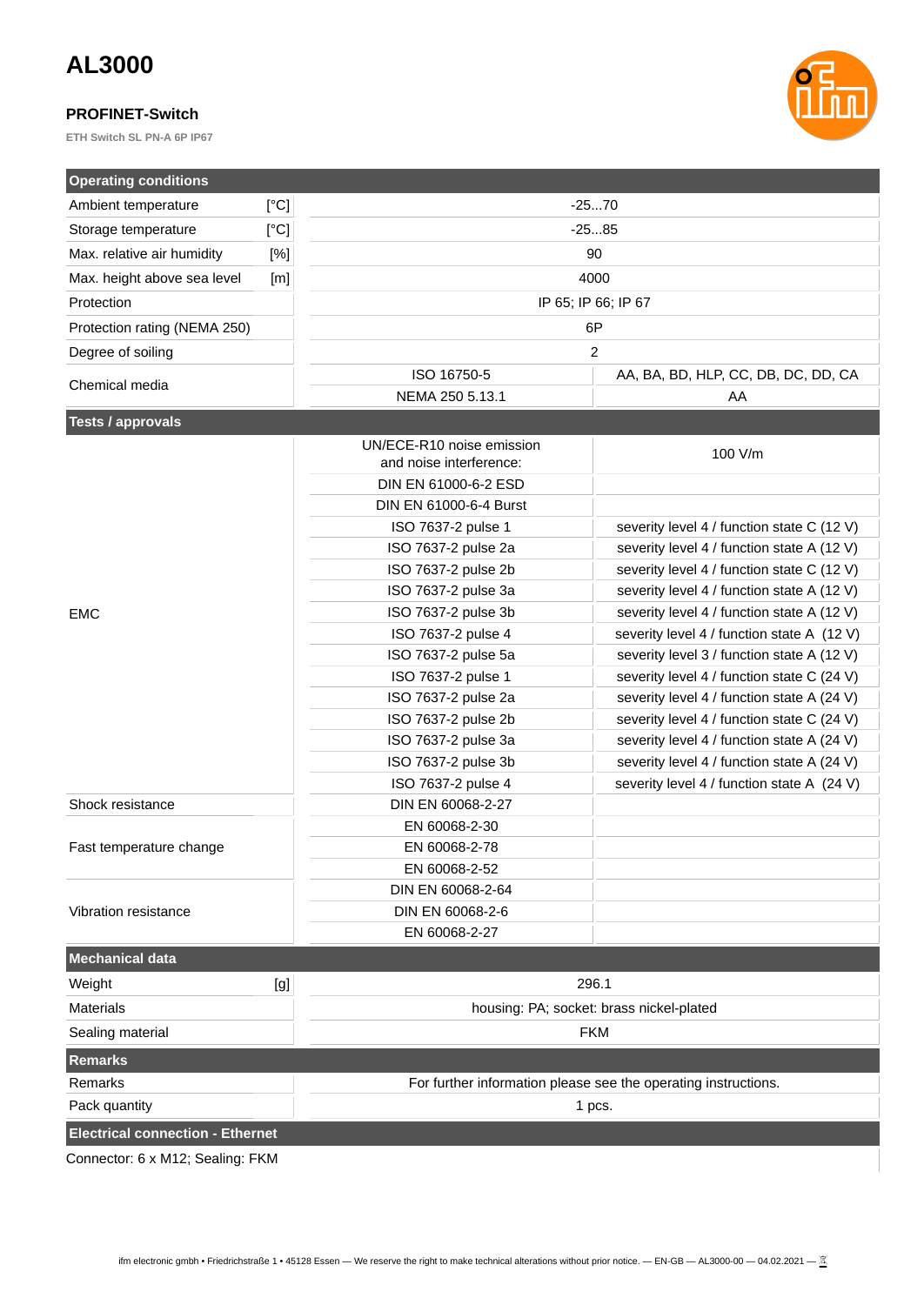# AL3000

### PROFINET-Switch

ETH Switch SL PN-A 6P IP67

| **Operating conditions** | | | |
|---|---|---|---|
| Ambient temperature | [°C] | -25...70 | |
| Storage temperature | [°C] | -25...85 | |
| Max. relative air humidity | [%] | 90 | |
| Max. height above sea level | [m] | 4000 | |
| Protection | | IP 65; IP 66; IP 67 | |
| Protection rating (NEMA 250) | | 6P | |
| Degree of soiling | | 2 | |
| Chemical media | | ISO 16750-5 | AA, BA, BD, HLP, CC, DB, DC, DD, CA |
| | | NEMA 250 5.13.1 | AA |

| **Tests / approvals** | | |
|---|---|---|
| EMC | UN/ECE-R10 noise emission and noise interference: | 100 V/m |
| | DIN EN 61000-6-2 ESD | |
| | DIN EN 61000-6-4 Burst | |
| | ISO 7637-2 pulse 1 | severity level 4 / function state C (12 V) |
| | ISO 7637-2 pulse 2a | severity level 4 / function state A (12 V) |
| | ISO 7637-2 pulse 2b | severity level 4 / function state C (12 V) |
| | ISO 7637-2 pulse 3a | severity level 4 / function state A (12 V) |
| | ISO 7637-2 pulse 3b | severity level 4 / function state A (12 V) |
| | ISO 7637-2 pulse 4 | severity level 4 / function state A (12 V) |
| | ISO 7637-2 pulse 5a | severity level 3 / function state A (12 V) |
| | ISO 7637-2 pulse 1 | severity level 4 / function state C (24 V) |
| | ISO 7637-2 pulse 2a | severity level 4 / function state A (24 V) |
| | ISO 7637-2 pulse 2b | severity level 4 / function state C (24 V) |
| | ISO 7637-2 pulse 3a | severity level 4 / function state A (24 V) |
| | ISO 7637-2 pulse 3b | severity level 4 / function state A (24 V) |
| | ISO 7637-2 pulse 4 | severity level 4 / function state A (24 V) |
| Shock resistance | DIN EN 60068-2-27 | |
| Fast temperature change | EN 60068-2-30 | |
| | EN 60068-2-78 | |
| | EN 60068-2-52 | |
| Vibration resistance | DIN EN 60068-2-64 | |
| | DIN EN 60068-2-6 | |
| | EN 60068-2-27 | |

| **Mechanical data** | | |
|---|---|---|
| Weight | [g] | 296.1 |
| Materials | | housing: PA; socket: brass nickel-plated |
| Sealing material | | FKM |

| **Remarks** | |
|---|---|
| Remarks | For further information please see the operating instructions. |
| Pack quantity | 1 pcs. |

**Electrical connection - Ethernet**

Connector: 6 x M12; Sealing: FKM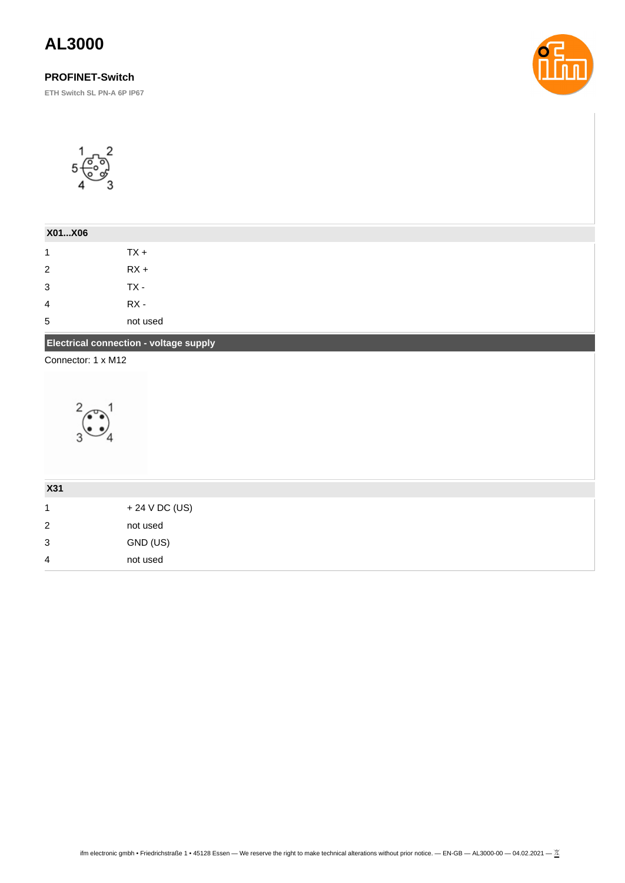# AL3000

**PROFINET-Switch**

ETH Switch SL PN-A 6P IP67

1 2
5
4 3

| X01...X06 | |
|---|---|
| 1 | TX + |
| 2 | RX + |
| 3 | TX - |
| 4 | RX - |
| 5 | not used |

## Electrical connection - voltage supply

Connector: 1 x M12

2 1
3 4

| X31 | |
|---|---|
| 1 | + 24 V DC (US) |
| 2 | not used |
| 3 | GND (US) |
| 4 | not used |